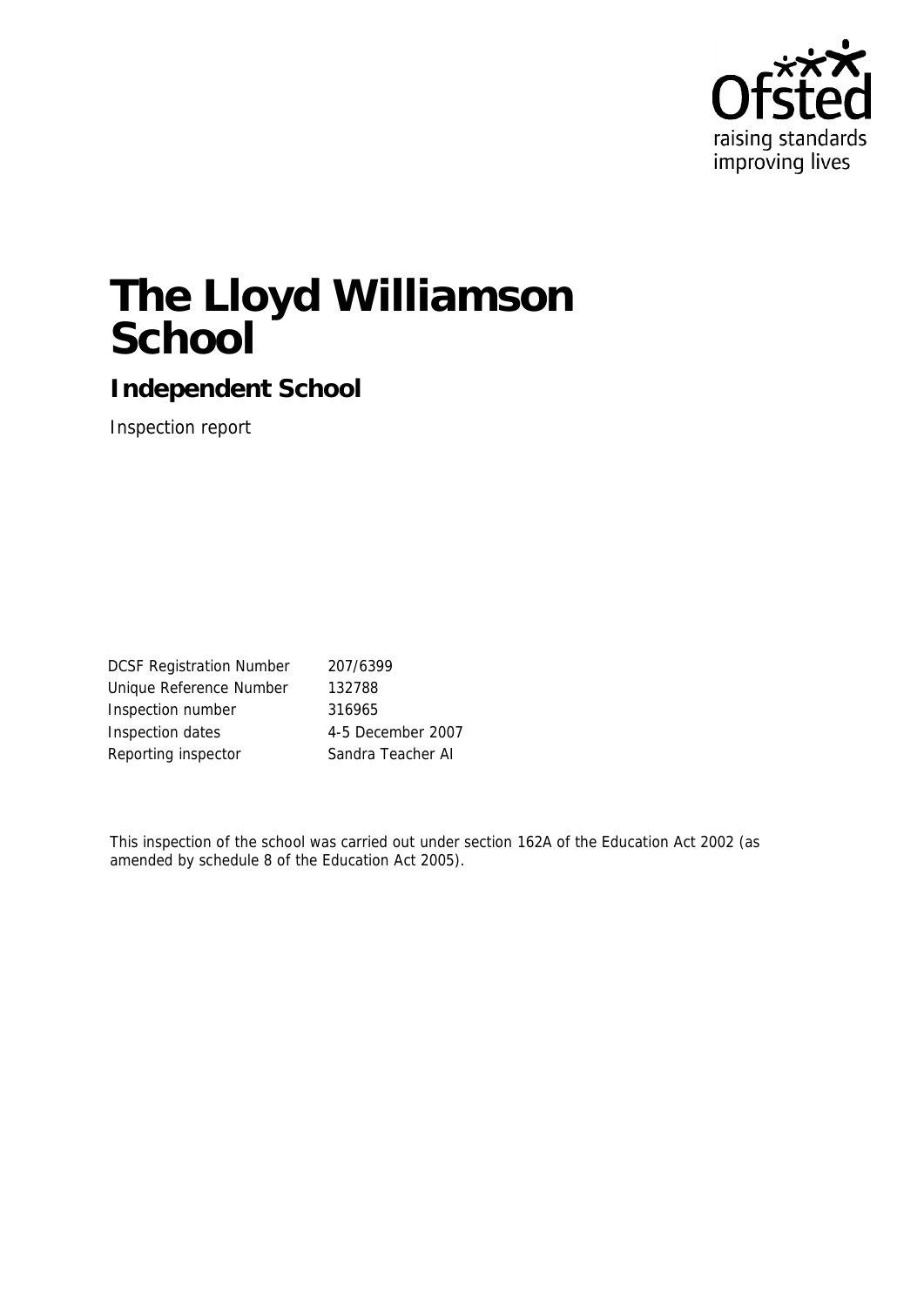# The Lloyd Williamson School

## Independent School

Inspection report

| | |
|---|---|
| DCSF Registration Number | 207/6399 |
| Unique Reference Number | 132788 |
| Inspection number | 316965 |
| Inspection dates | 4-5 December 2007 |
| Reporting inspector | Sandra Teacher AI |

This inspection of the school was carried out under section 162A of the Education Act 2002 (as amended by schedule 8 of the Education Act 2005).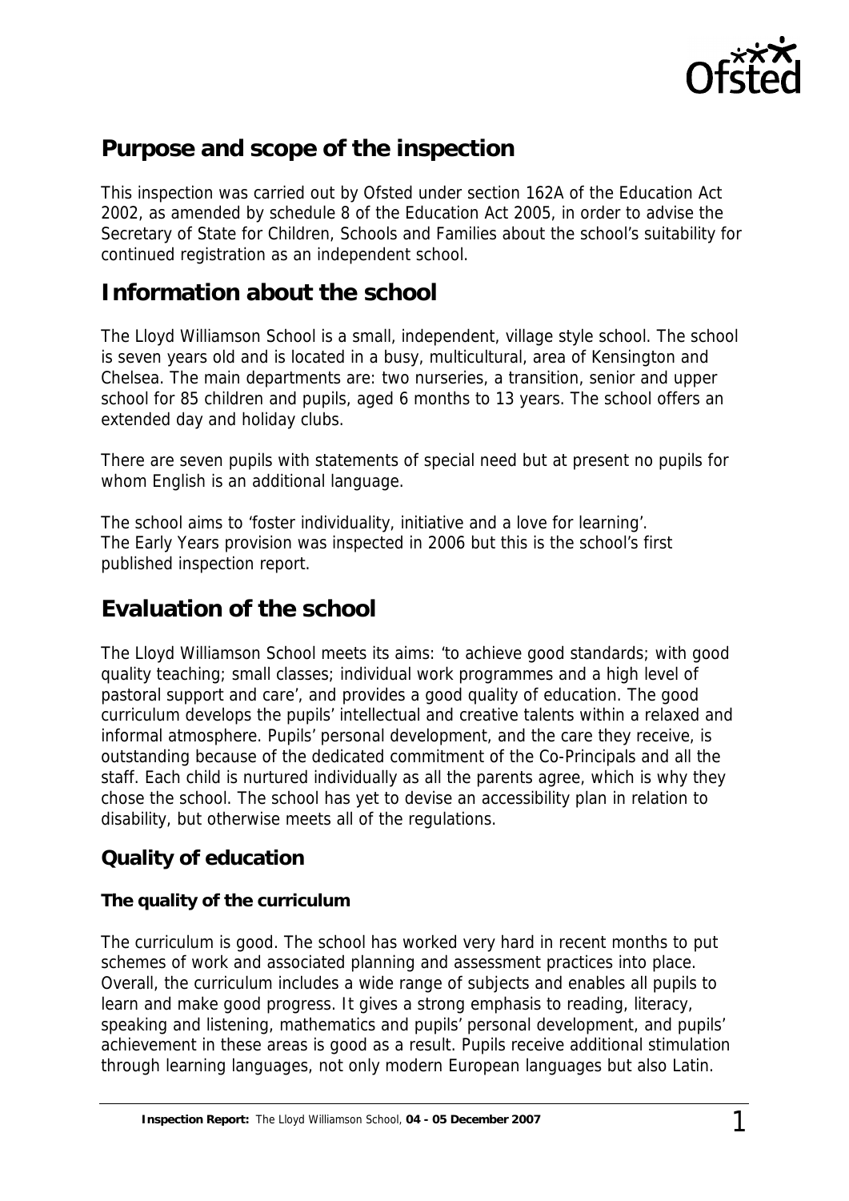## Purpose and scope of the inspection

This inspection was carried out by Ofsted under section 162A of the Education Act 2002, as amended by schedule 8 of the Education Act 2005, in order to advise the Secretary of State for Children, Schools and Families about the school's suitability for continued registration as an independent school.

## Information about the school

The Lloyd Williamson School is a small, independent, village style school. The school is seven years old and is located in a busy, multicultural, area of Kensington and Chelsea. The main departments are: two nurseries, a transition, senior and upper school for 85 children and pupils, aged 6 months to 13 years. The school offers an extended day and holiday clubs.

There are seven pupils with statements of special need but at present no pupils for whom English is an additional language.

The school aims to 'foster individuality, initiative and a love for learning'. The Early Years provision was inspected in 2006 but this is the school's first published inspection report.

## Evaluation of the school

The Lloyd Williamson School meets its aims: 'to achieve good standards; with good quality teaching; small classes; individual work programmes and a high level of pastoral support and care', and provides a good quality of education. The good curriculum develops the pupils' intellectual and creative talents within a relaxed and informal atmosphere. Pupils' personal development, and the care they receive, is outstanding because of the dedicated commitment of the Co-Principals and all the staff. Each child is nurtured individually as all the parents agree, which is why they chose the school. The school has yet to devise an accessibility plan in relation to disability, but otherwise meets all of the regulations.

### Quality of education

**The quality of the curriculum**

The curriculum is good. The school has worked very hard in recent months to put schemes of work and associated planning and assessment practices into place. Overall, the curriculum includes a wide range of subjects and enables all pupils to learn and make good progress. It gives a strong emphasis to reading, literacy, speaking and listening, mathematics and pupils' personal development, and pupils' achievement in these areas is good as a result. Pupils receive additional stimulation through learning languages, not only modern European languages but also Latin.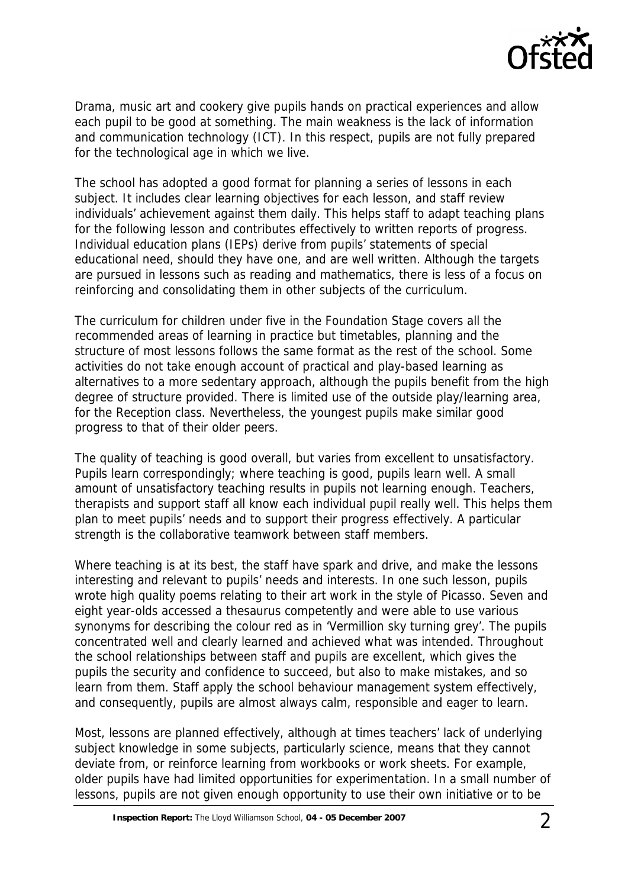Drama, music art and cookery give pupils hands on practical experiences and allow each pupil to be good at something. The main weakness is the lack of information and communication technology (ICT). In this respect, pupils are not fully prepared for the technological age in which we live.

The school has adopted a good format for planning a series of lessons in each subject. It includes clear learning objectives for each lesson, and staff review individuals' achievement against them daily. This helps staff to adapt teaching plans for the following lesson and contributes effectively to written reports of progress. Individual education plans (IEPs) derive from pupils' statements of special educational need, should they have one, and are well written. Although the targets are pursued in lessons such as reading and mathematics, there is less of a focus on reinforcing and consolidating them in other subjects of the curriculum.

The curriculum for children under five in the Foundation Stage covers all the recommended areas of learning in practice but timetables, planning and the structure of most lessons follows the same format as the rest of the school. Some activities do not take enough account of practical and play-based learning as alternatives to a more sedentary approach, although the pupils benefit from the high degree of structure provided. There is limited use of the outside play/learning area, for the Reception class. Nevertheless, the youngest pupils make similar good progress to that of their older peers.

The quality of teaching is good overall, but varies from excellent to unsatisfactory. Pupils learn correspondingly; where teaching is good, pupils learn well. A small amount of unsatisfactory teaching results in pupils not learning enough. Teachers, therapists and support staff all know each individual pupil really well. This helps them plan to meet pupils' needs and to support their progress effectively. A particular strength is the collaborative teamwork between staff members.

Where teaching is at its best, the staff have spark and drive, and make the lessons interesting and relevant to pupils' needs and interests. In one such lesson, pupils wrote high quality poems relating to their art work in the style of Picasso. Seven and eight year-olds accessed a thesaurus competently and were able to use various synonyms for describing the colour red as in 'Vermillion sky turning grey'. The pupils concentrated well and clearly learned and achieved what was intended. Throughout the school relationships between staff and pupils are excellent, which gives the pupils the security and confidence to succeed, but also to make mistakes, and so learn from them. Staff apply the school behaviour management system effectively, and consequently, pupils are almost always calm, responsible and eager to learn.

Most, lessons are planned effectively, although at times teachers' lack of underlying subject knowledge in some subjects, particularly science, means that they cannot deviate from, or reinforce learning from workbooks or work sheets. For example, older pupils have had limited opportunities for experimentation. In a small number of lessons, pupils are not given enough opportunity to use their own initiative or to be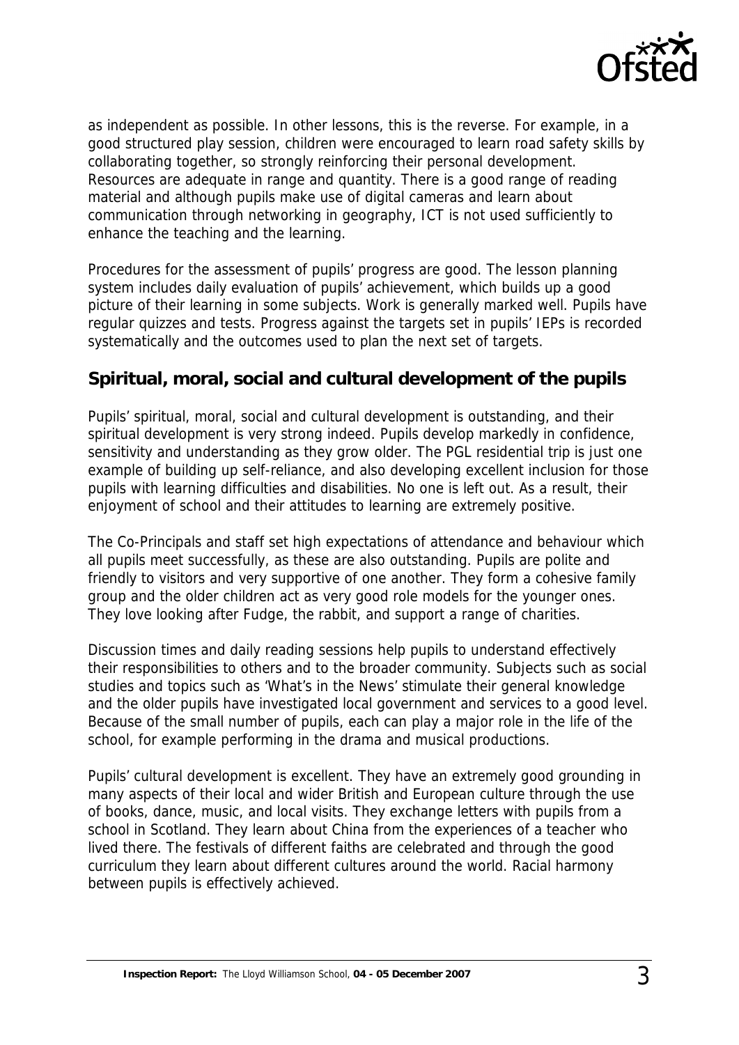as independent as possible. In other lessons, this is the reverse. For example, in a good structured play session, children were encouraged to learn road safety skills by collaborating together, so strongly reinforcing their personal development. Resources are adequate in range and quantity. There is a good range of reading material and although pupils make use of digital cameras and learn about communication through networking in geography, ICT is not used sufficiently to enhance the teaching and the learning.

Procedures for the assessment of pupils' progress are good. The lesson planning system includes daily evaluation of pupils' achievement, which builds up a good picture of their learning in some subjects. Work is generally marked well. Pupils have regular quizzes and tests. Progress against the targets set in pupils' IEPs is recorded systematically and the outcomes used to plan the next set of targets.

## Spiritual, moral, social and cultural development of the pupils

Pupils' spiritual, moral, social and cultural development is outstanding, and their spiritual development is very strong indeed. Pupils develop markedly in confidence, sensitivity and understanding as they grow older. The PGL residential trip is just one example of building up self-reliance, and also developing excellent inclusion for those pupils with learning difficulties and disabilities. No one is left out. As a result, their enjoyment of school and their attitudes to learning are extremely positive.

The Co-Principals and staff set high expectations of attendance and behaviour which all pupils meet successfully, as these are also outstanding. Pupils are polite and friendly to visitors and very supportive of one another. They form a cohesive family group and the older children act as very good role models for the younger ones. They love looking after Fudge, the rabbit, and support a range of charities.

Discussion times and daily reading sessions help pupils to understand effectively their responsibilities to others and to the broader community. Subjects such as social studies and topics such as 'What's in the News' stimulate their general knowledge and the older pupils have investigated local government and services to a good level. Because of the small number of pupils, each can play a major role in the life of the school, for example performing in the drama and musical productions.

Pupils' cultural development is excellent. They have an extremely good grounding in many aspects of their local and wider British and European culture through the use of books, dance, music, and local visits. They exchange letters with pupils from a school in Scotland. They learn about China from the experiences of a teacher who lived there. The festivals of different faiths are celebrated and through the good curriculum they learn about different cultures around the world. Racial harmony between pupils is effectively achieved.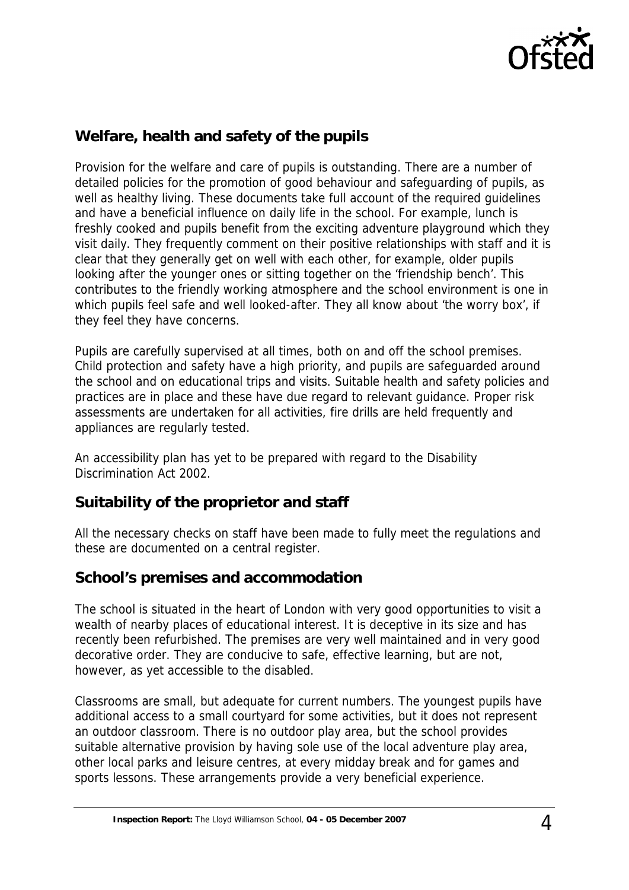## Welfare, health and safety of the pupils

Provision for the welfare and care of pupils is outstanding. There are a number of detailed policies for the promotion of good behaviour and safeguarding of pupils, as well as healthy living. These documents take full account of the required guidelines and have a beneficial influence on daily life in the school. For example, lunch is freshly cooked and pupils benefit from the exciting adventure playground which they visit daily. They frequently comment on their positive relationships with staff and it is clear that they generally get on well with each other, for example, older pupils looking after the younger ones or sitting together on the 'friendship bench'. This contributes to the friendly working atmosphere and the school environment is one in which pupils feel safe and well looked-after. They all know about 'the worry box', if they feel they have concerns.

Pupils are carefully supervised at all times, both on and off the school premises. Child protection and safety have a high priority, and pupils are safeguarded around the school and on educational trips and visits. Suitable health and safety policies and practices are in place and these have due regard to relevant guidance. Proper risk assessments are undertaken for all activities, fire drills are held frequently and appliances are regularly tested.

An accessibility plan has yet to be prepared with regard to the Disability Discrimination Act 2002.

## Suitability of the proprietor and staff

All the necessary checks on staff have been made to fully meet the regulations and these are documented on a central register.

## School's premises and accommodation

The school is situated in the heart of London with very good opportunities to visit a wealth of nearby places of educational interest. It is deceptive in its size and has recently been refurbished. The premises are very well maintained and in very good decorative order. They are conducive to safe, effective learning, but are not, however, as yet accessible to the disabled.

Classrooms are small, but adequate for current numbers. The youngest pupils have additional access to a small courtyard for some activities, but it does not represent an outdoor classroom. There is no outdoor play area, but the school provides suitable alternative provision by having sole use of the local adventure play area, other local parks and leisure centres, at every midday break and for games and sports lessons. These arrangements provide a very beneficial experience.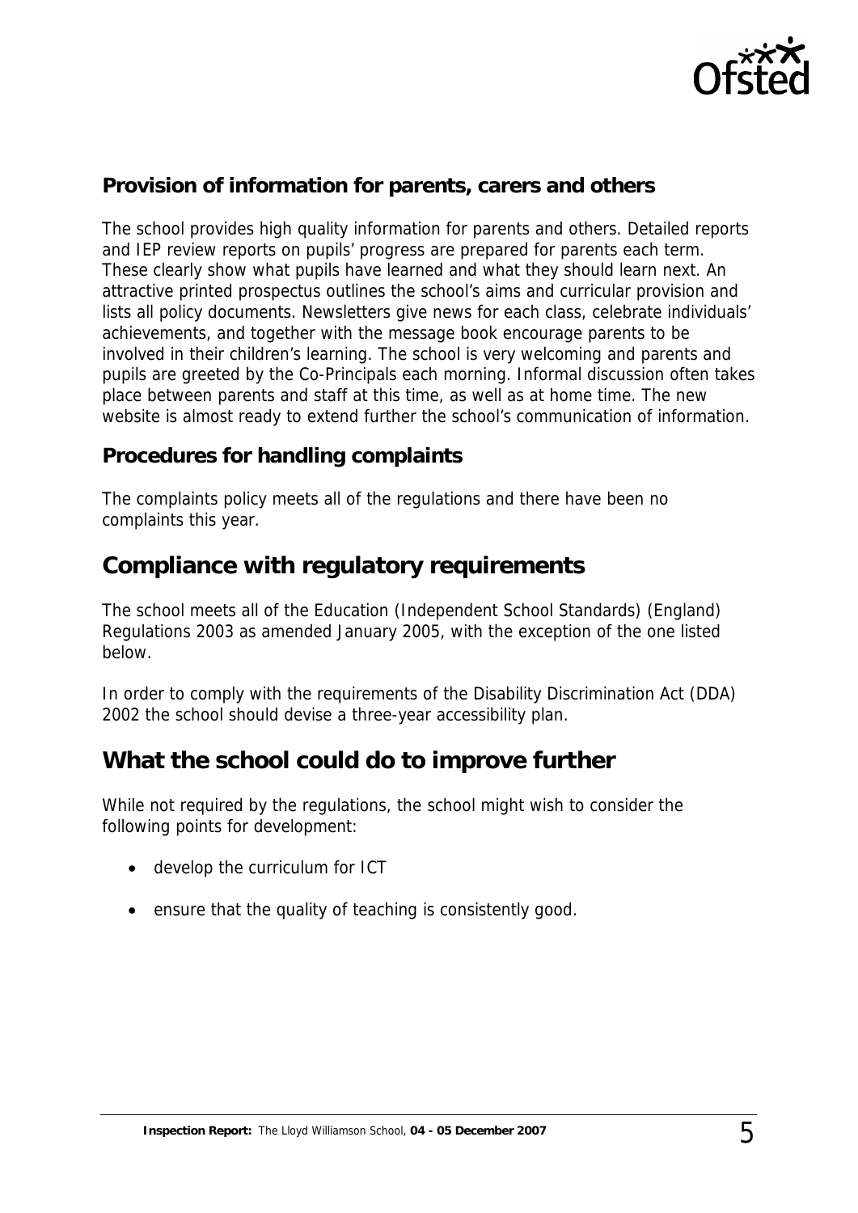### Provision of information for parents, carers and others

The school provides high quality information for parents and others. Detailed reports and IEP review reports on pupils' progress are prepared for parents each term. These clearly show what pupils have learned and what they should learn next. An attractive printed prospectus outlines the school's aims and curricular provision and lists all policy documents. Newsletters give news for each class, celebrate individuals' achievements, and together with the message book encourage parents to be involved in their children's learning. The school is very welcoming and parents and pupils are greeted by the Co-Principals each morning. Informal discussion often takes place between parents and staff at this time, as well as at home time. The new website is almost ready to extend further the school's communication of information.

### Procedures for handling complaints

The complaints policy meets all of the regulations and there have been no complaints this year.

## Compliance with regulatory requirements

The school meets all of the Education (Independent School Standards) (England) Regulations 2003 as amended January 2005, with the exception of the one listed below.

In order to comply with the requirements of the Disability Discrimination Act (DDA) 2002 the school should devise a three-year accessibility plan.

## What the school could do to improve further

While not required by the regulations, the school might wish to consider the following points for development:

- develop the curriculum for ICT
- ensure that the quality of teaching is consistently good.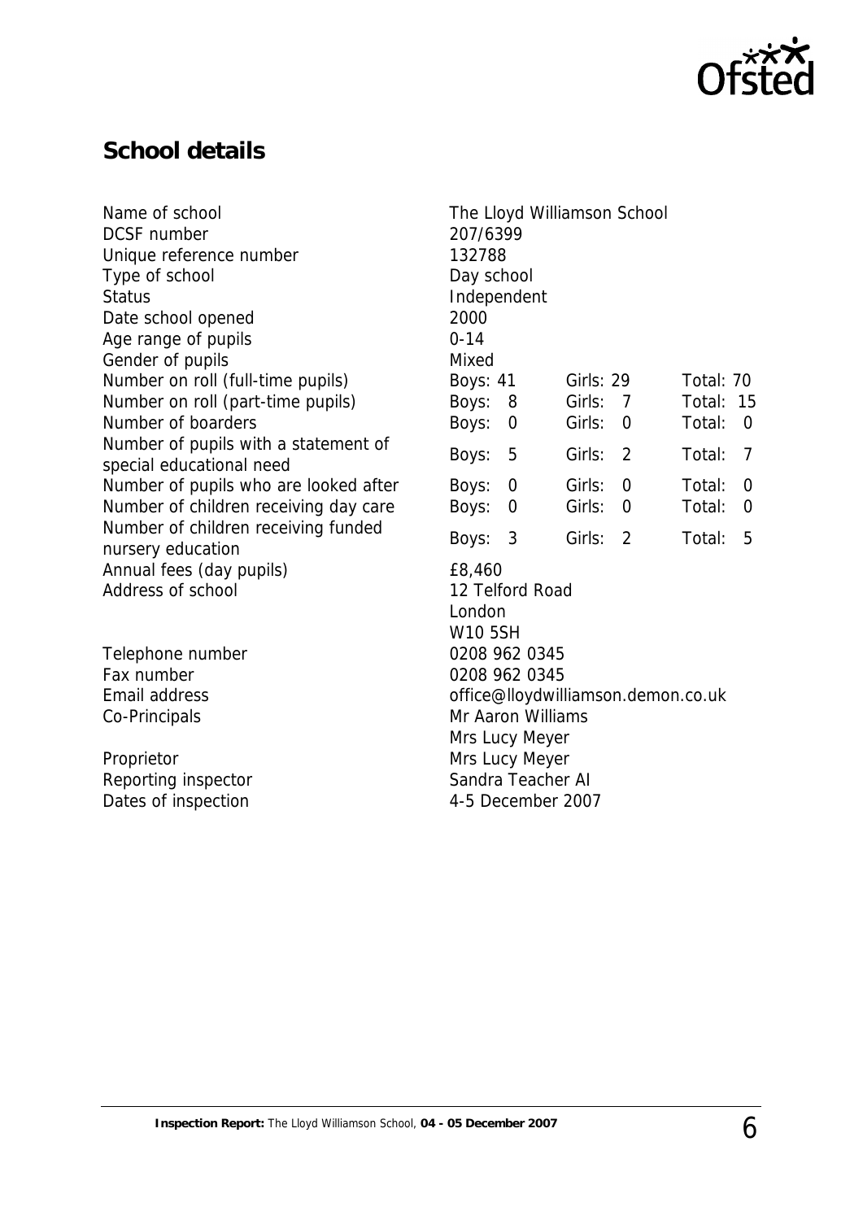## School details

| | | | |
|---|---|---|---|
| Name of school | The Lloyd Williamson School | | |
| DCSF number | 207/6399 | | |
| Unique reference number | 132788 | | |
| Type of school | Day school | | |
| Status | Independent | | |
| Date school opened | 2000 | | |
| Age range of pupils | 0-14 | | |
| Gender of pupils | Mixed | | |
| Number on roll (full-time pupils) | Boys: 41 | Girls: 29 | Total: 70 |
| Number on roll (part-time pupils) | Boys: 8 | Girls: 7 | Total: 15 |
| Number of boarders | Boys: 0 | Girls: 0 | Total: 0 |
| Number of pupils with a statement of special educational need | Boys: 5 | Girls: 2 | Total: 7 |
| Number of pupils who are looked after | Boys: 0 | Girls: 0 | Total: 0 |
| Number of children receiving day care | Boys: 0 | Girls: 0 | Total: 0 |
| Number of children receiving funded nursery education | Boys: 3 | Girls: 2 | Total: 5 |
| Annual fees (day pupils) | £8,460 | | |
| Address of school | 12 Telford Road<br>London<br>W10 5SH | | |
| Telephone number | 0208 962 0345 | | |
| Fax number | 0208 962 0345 | | |
| Email address | office@lloydwilliamson.demon.co.uk | | |
| Co-Principals | Mr Aaron Williams<br>Mrs Lucy Meyer | | |
| Proprietor | Mrs Lucy Meyer | | |
| Reporting inspector | Sandra Teacher AI | | |
| Dates of inspection | 4-5 December 2007 | | |